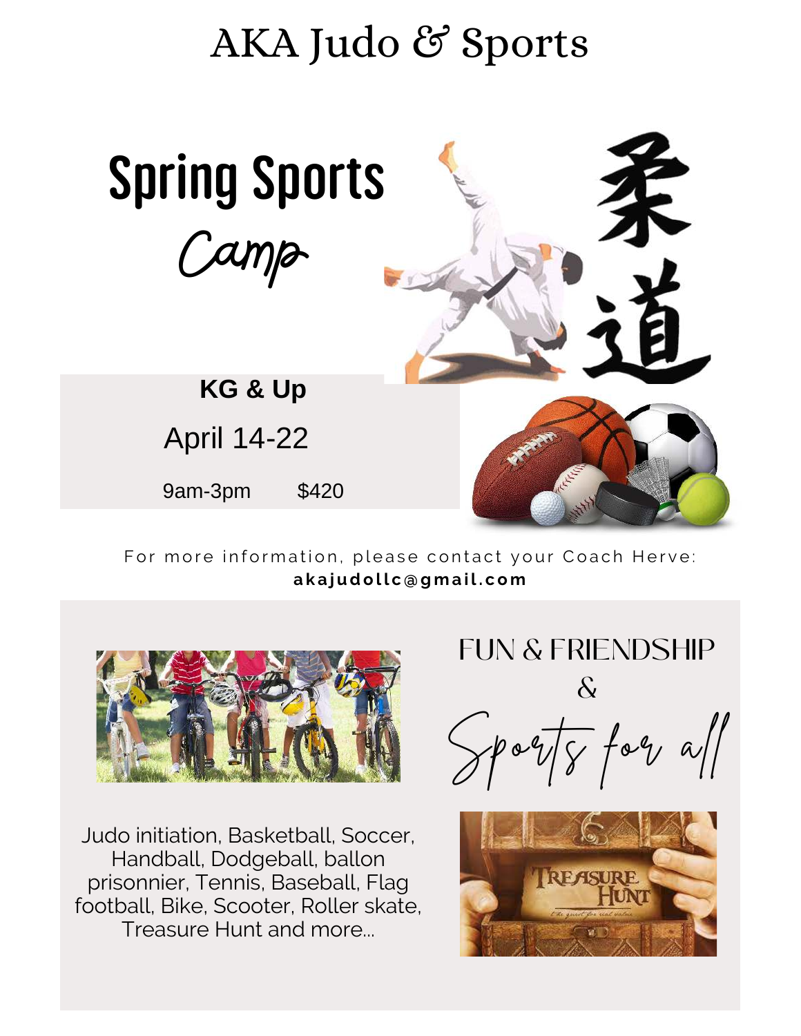# AKA Judo & Sports

## Spring Sports Camp

**KG & Up**

April 14-22

9am-3pm $420

For more information, please contact your Coach Herve:
**akajudollc@gmail.com**

FUN & FRIENDSHIP
&
Sports for all

Judo initiation, Basketball, Soccer, Handball, Dodgeball, ballon prisonnier, Tennis, Baseball, Flag football, Bike, Scooter, Roller skate, Treasure Hunt and more...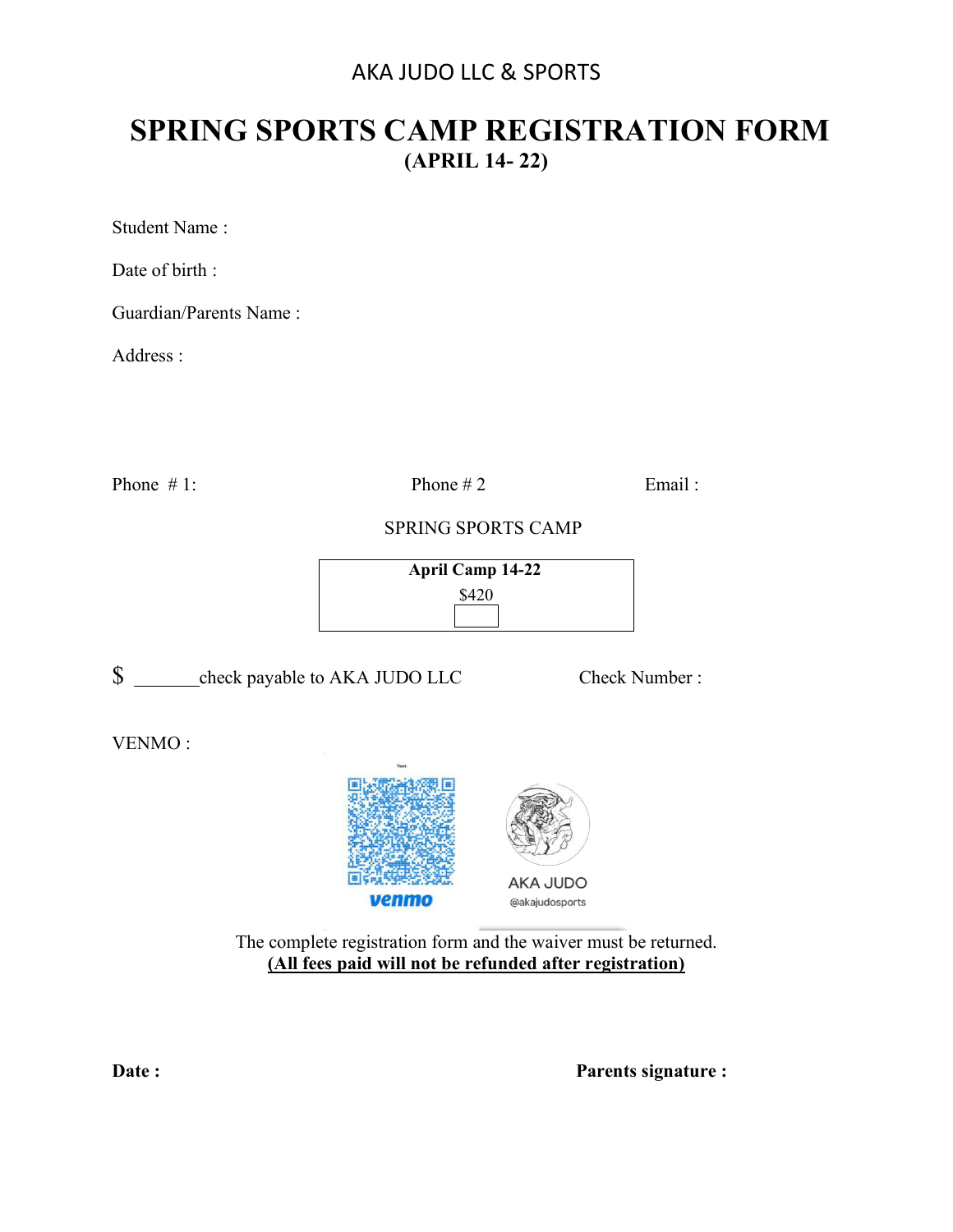AKA JUDO LLC & SPORTS

# SPRING SPORTS CAMP REGISTRATION FORM

**(APRIL 14- 22)**

Student Name :

Date of birth :

Guardian/Parents Name :

Address :

Phone # 1: Phone # 2 Email :

SPRING SPORTS CAMP

| **April Camp 14-22** |
|---|
| $420 |
| ☐ |

$ _______check payable to AKA JUDO LLC Check Number :

VENMO :

venmo

AKA JUDO

@akajudosports

The complete registration form and the waiver must be returned.

**(All fees paid will not be refunded after registration)**

**Date :** **Parents signature :**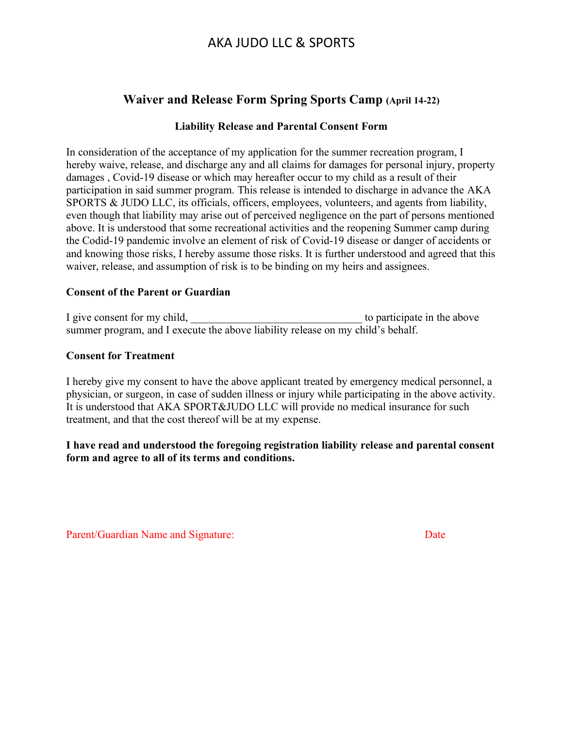# AKA JUDO LLC & SPORTS

## Waiver and Release Form Spring Sports Camp (April 14-22)

### Liability Release and Parental Consent Form

In consideration of the acceptance of my application for the summer recreation program, I hereby waive, release, and discharge any and all claims for damages for personal injury, property damages , Covid-19 disease or which may hereafter occur to my child as a result of their participation in said summer program. This release is intended to discharge in advance the AKA SPORTS & JUDO LLC, its officials, officers, employees, volunteers, and agents from liability, even though that liability may arise out of perceived negligence on the part of persons mentioned above. It is understood that some recreational activities and the reopening Summer camp during the Codid-19 pandemic involve an element of risk of Covid-19 disease or danger of accidents or and knowing those risks, I hereby assume those risks. It is further understood and agreed that this waiver, release, and assumption of risk is to be binding on my heirs and assignees.

**Consent of the Parent or Guardian**

I give consent for my child, _______________________________ to participate in the above summer program, and I execute the above liability release on my child's behalf.

**Consent for Treatment**

I hereby give my consent to have the above applicant treated by emergency medical personnel, a physician, or surgeon, in case of sudden illness or injury while participating in the above activity. It is understood that AKA SPORT&JUDO LLC will provide no medical insurance for such treatment, and that the cost thereof will be at my expense.

**I have read and understood the foregoing registration liability release and parental consent form and agree to all of its terms and conditions.**

Parent/Guardian Name and Signature: Date